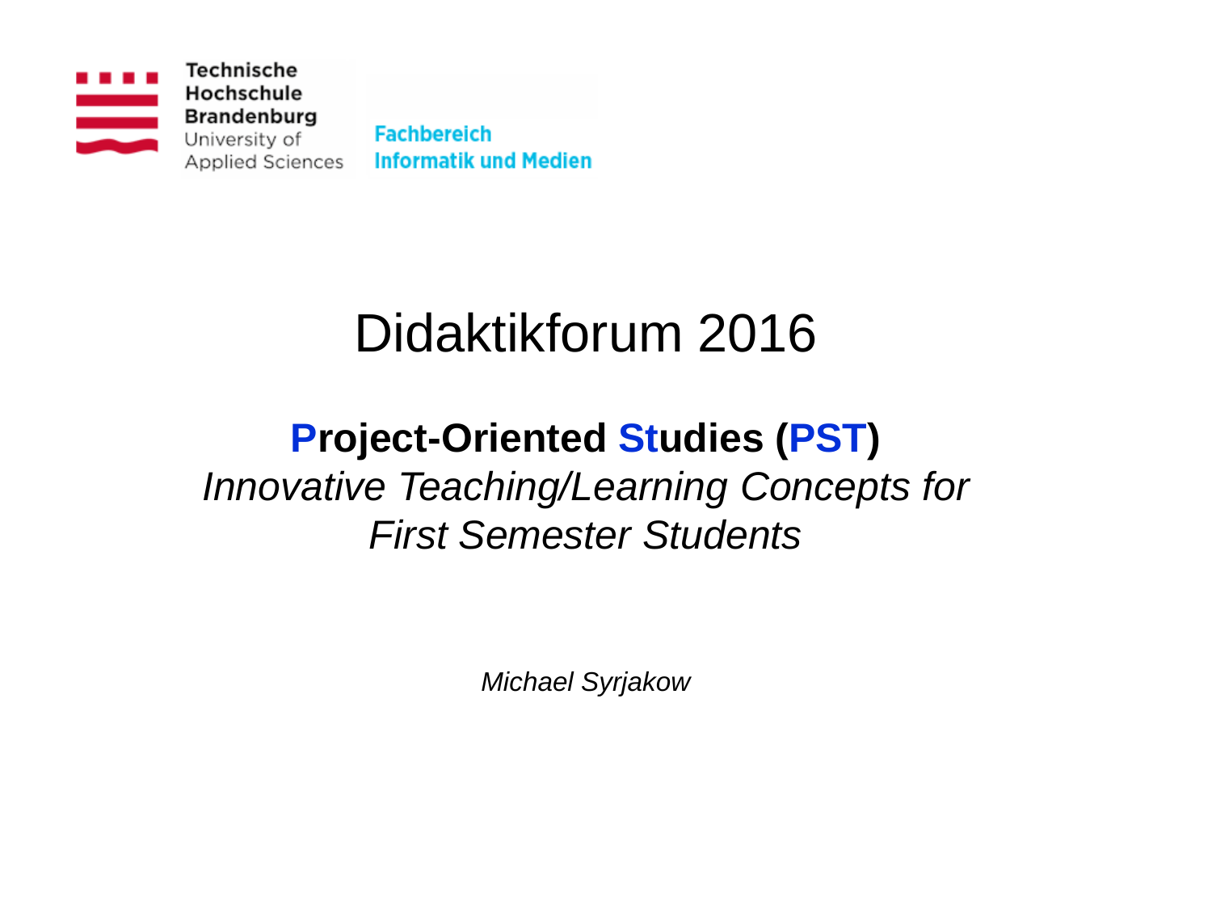Technische Hochschule Brandenburg
University of Applied Sciences

Fachbereich Informatik und Medien

# Didaktikforum 2016

## Project-Oriented Studies (PST)

*Innovative Teaching/Learning Concepts for First Semester Students*

*Michael Syrjakow*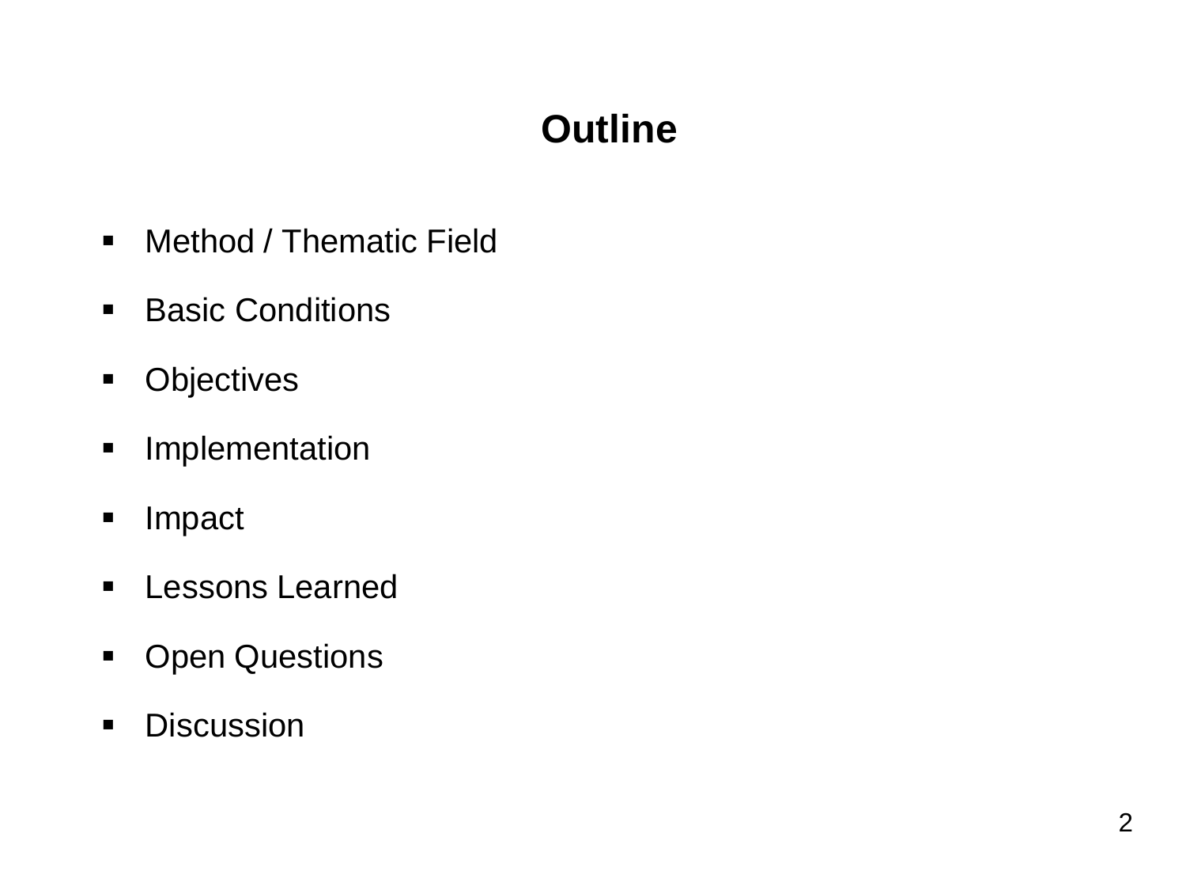# Outline

- Method / Thematic Field
- Basic Conditions
- Objectives
- Implementation
- Impact
- Lessons Learned
- Open Questions
- Discussion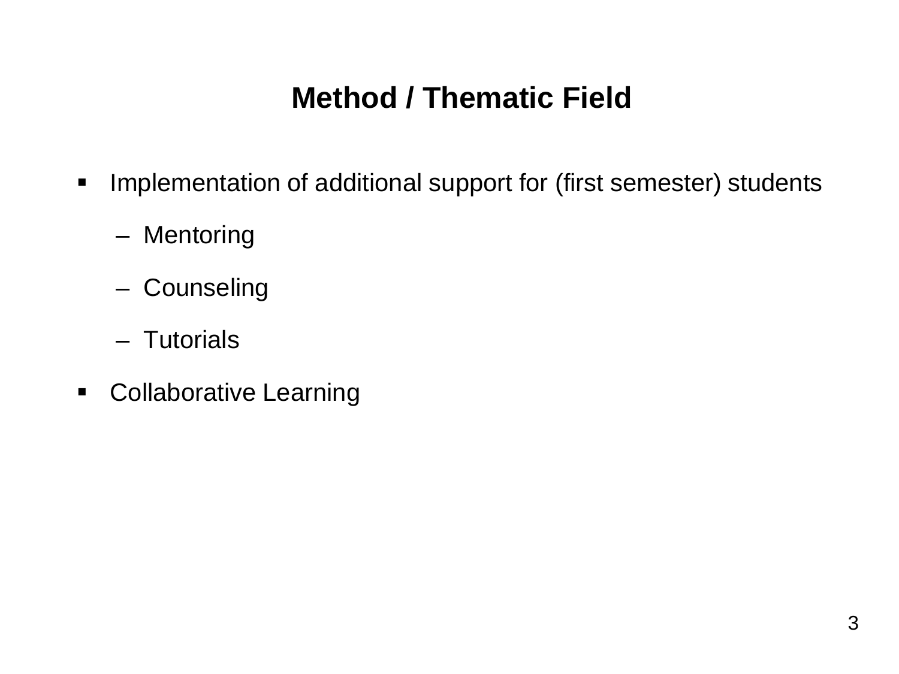# Method / Thematic Field

- Implementation of additional support for (first semester) students
  - Mentoring
  - Counseling
  - Tutorials
- Collaborative Learning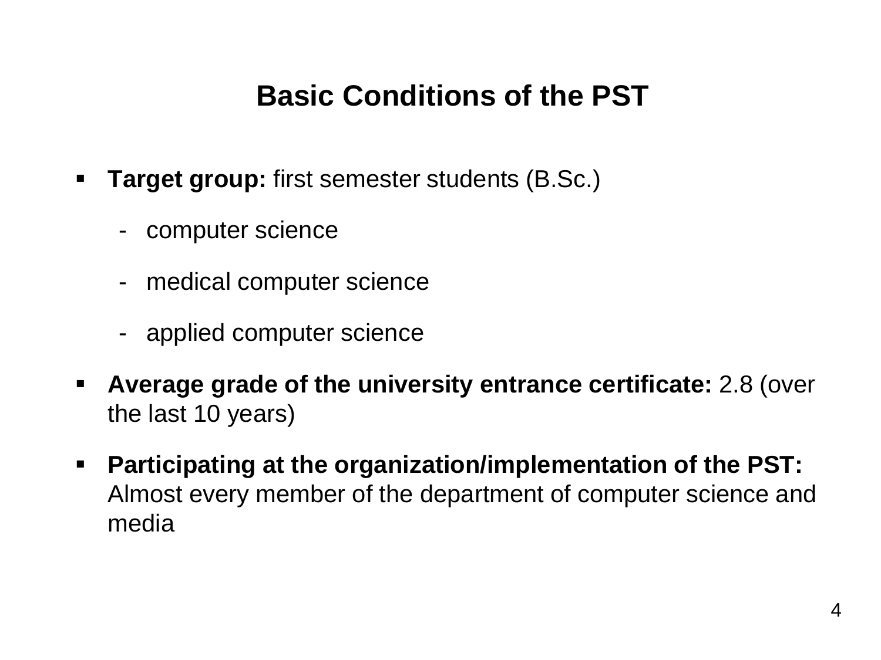# Basic Conditions of the PST

- **Target group:** first semester students (B.Sc.)
  - computer science
  - medical computer science
  - applied computer science
- **Average grade of the university entrance certificate:** 2.8 (over the last 10 years)
- **Participating at the organization/implementation of the PST:** Almost every member of the department of computer science and media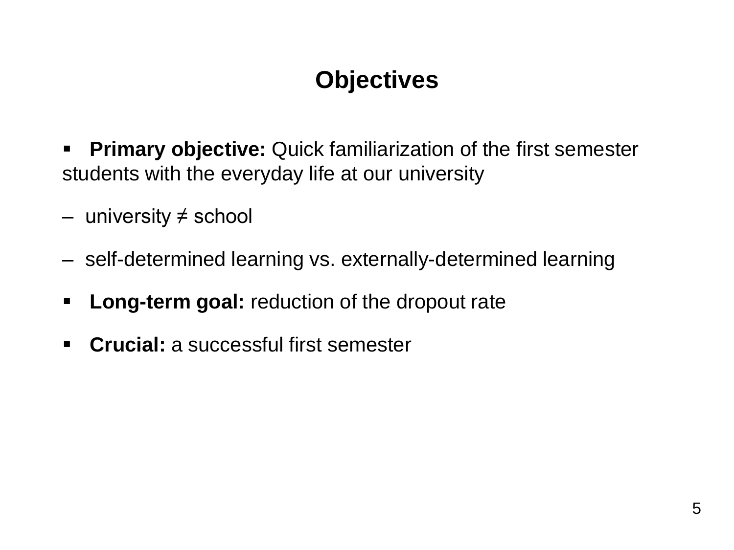# Objectives

- **Primary objective:** Quick familiarization of the first semester students with the everyday life at our university
  - university ≠ school
  - self-determined learning vs. externally-determined learning
- **Long-term goal:** reduction of the dropout rate
- **Crucial:** a successful first semester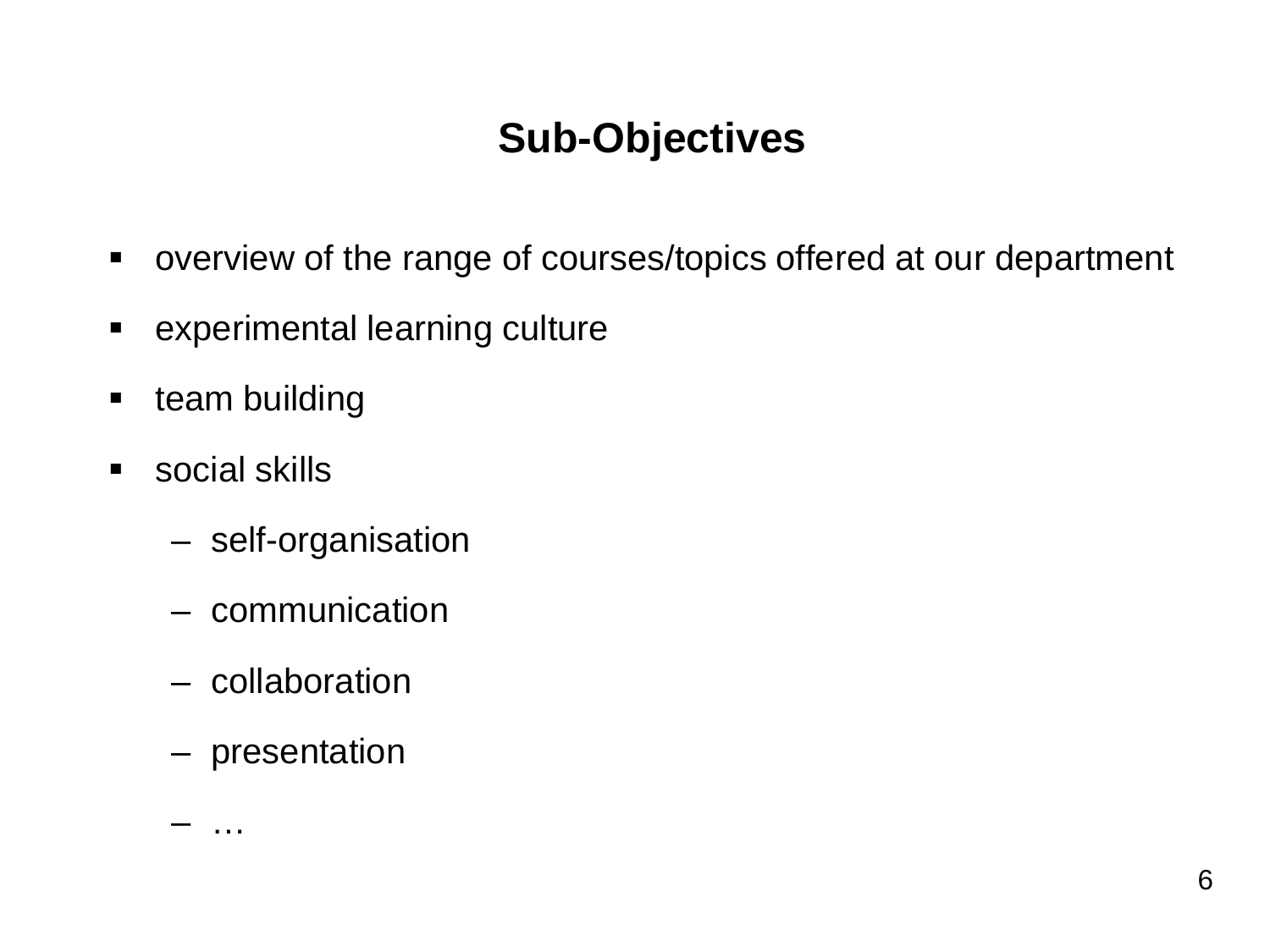## Sub-Objectives

- overview of the range of courses/topics offered at our department
- experimental learning culture
- team building
- social skills
  - self-organisation
  - communication
  - collaboration
  - presentation
  - …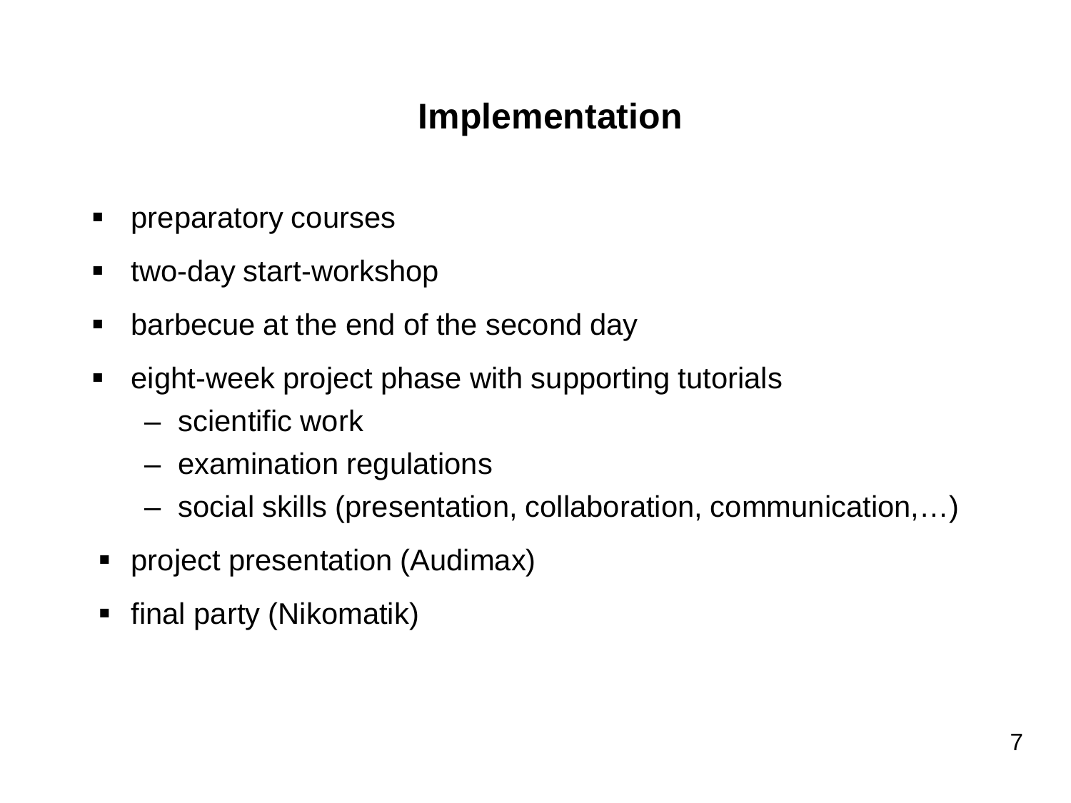# Implementation

- preparatory courses
- two-day start-workshop
- barbecue at the end of the second day
- eight-week project phase with supporting tutorials
  - scientific work
  - examination regulations
  - social skills (presentation, collaboration, communication,…)
- project presentation (Audimax)
- final party (Nikomatik)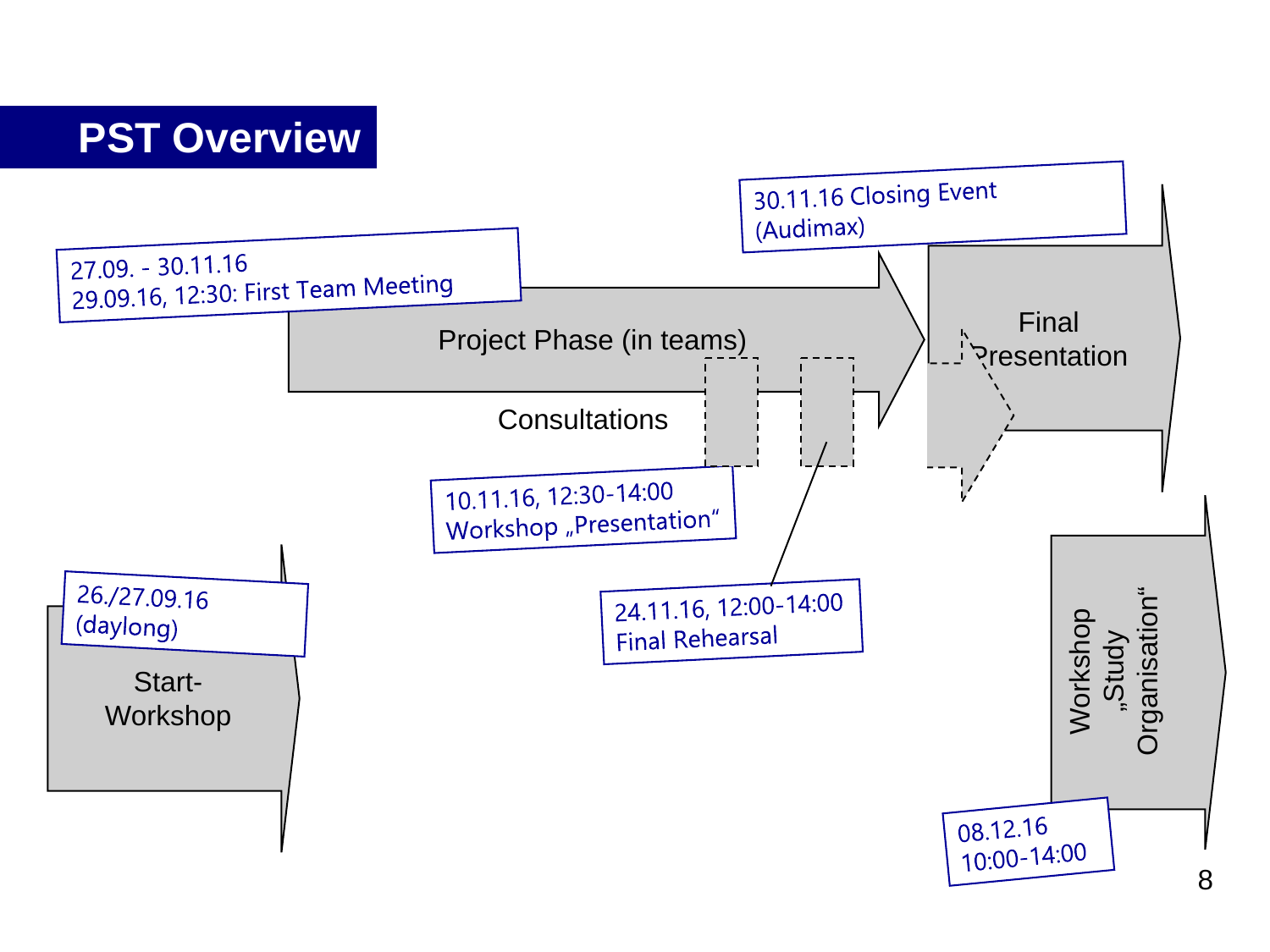# PST Overview

**Start-Workshop**
26./27.09.16 (daylong)

**Project Phase (in teams)**
27.09. - 30.11.16
29.09.16, 12:30: First Team Meeting

**Consultations**
- 10.11.16, 12:30-14:00 Workshop „Presentation“
- 24.11.16, 12:00-14:00 Final Rehearsal

**Final Presentation**
30.11.16 Closing Event (Audimax)

**Workshop „Study Organisation“**
08.12.16 10:00-14:00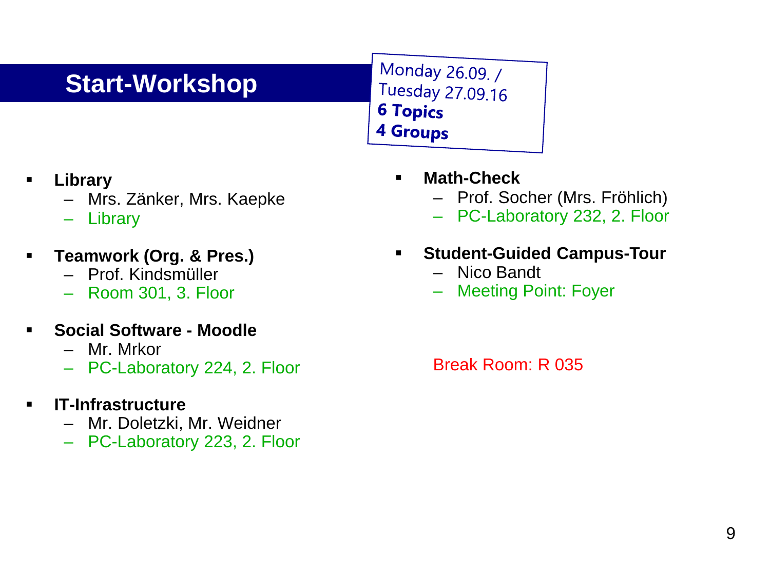# Start-Workshop

Monday 26.09. /
Tuesday 27.09.16
**6 Topics**
**4 Groups**

- **Library**
  - Mrs. Zänker, Mrs. Kaepke
  - Library
- **Teamwork (Org. & Pres.)**
  - Prof. Kindsmüller
  - Room 301, 3. Floor
- **Social Software - Moodle**
  - Mr. Mrkor
  - PC-Laboratory 224, 2. Floor
- **IT-Infrastructure**
  - Mr. Doletzki, Mr. Weidner
  - PC-Laboratory 223, 2. Floor
- **Math-Check**
  - Prof. Socher (Mrs. Fröhlich)
  - PC-Laboratory 232, 2. Floor
- **Student-Guided Campus-Tour**
  - Nico Bandt
  - Meeting Point: Foyer

Break Room: R 035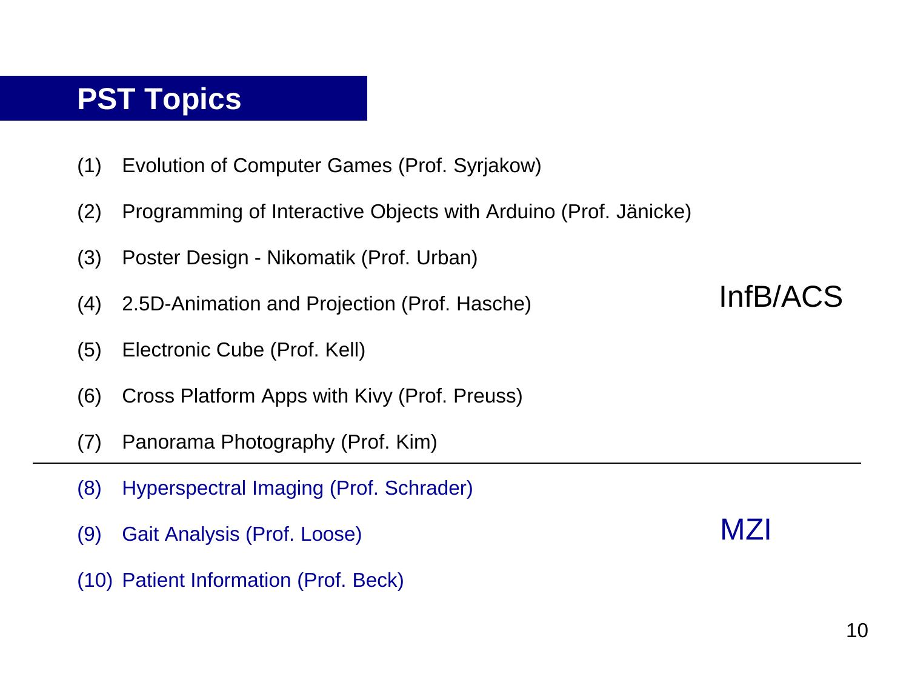# PST Topics

(1) Evolution of Computer Games (Prof. Syrjakow)

(2) Programming of Interactive Objects with Arduino (Prof. Jänicke)

(3) Poster Design - Nikomatik (Prof. Urban)

(4) 2.5D-Animation and Projection (Prof. Hasche)

(5) Electronic Cube (Prof. Kell)

(6) Cross Platform Apps with Kivy (Prof. Preuss)

(7) Panorama Photography (Prof. Kim)

InfB/ACS

---

(8) Hyperspectral Imaging (Prof. Schrader)

(9) Gait Analysis (Prof. Loose)

(10) Patient Information (Prof. Beck)

MZI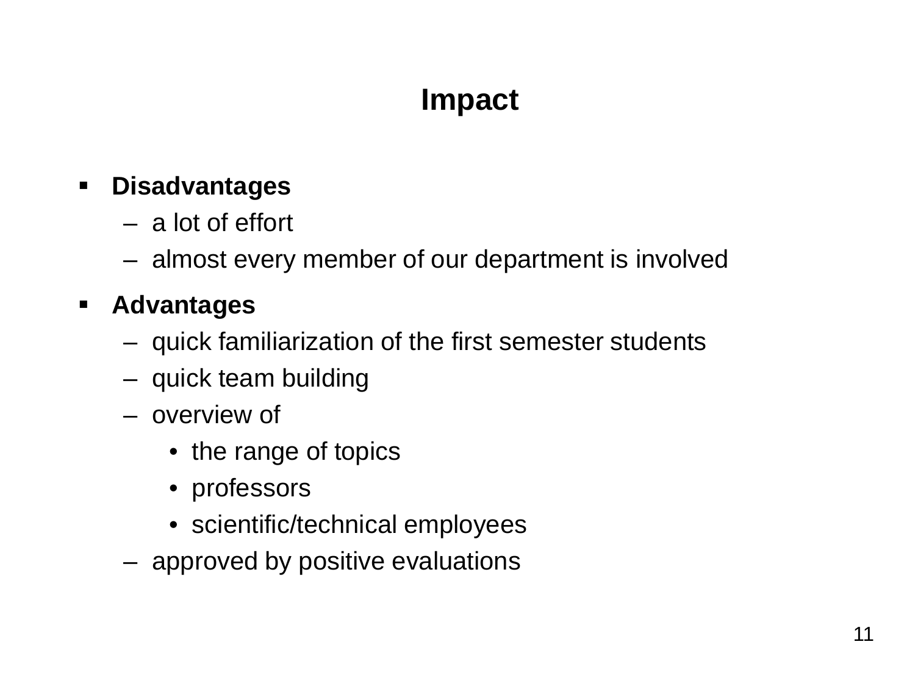# Impact

- **Disadvantages**
  - a lot of effort
  - almost every member of our department is involved
- **Advantages**
  - quick familiarization of the first semester students
  - quick team building
  - overview of
    - the range of topics
    - professors
    - scientific/technical employees
  - approved by positive evaluations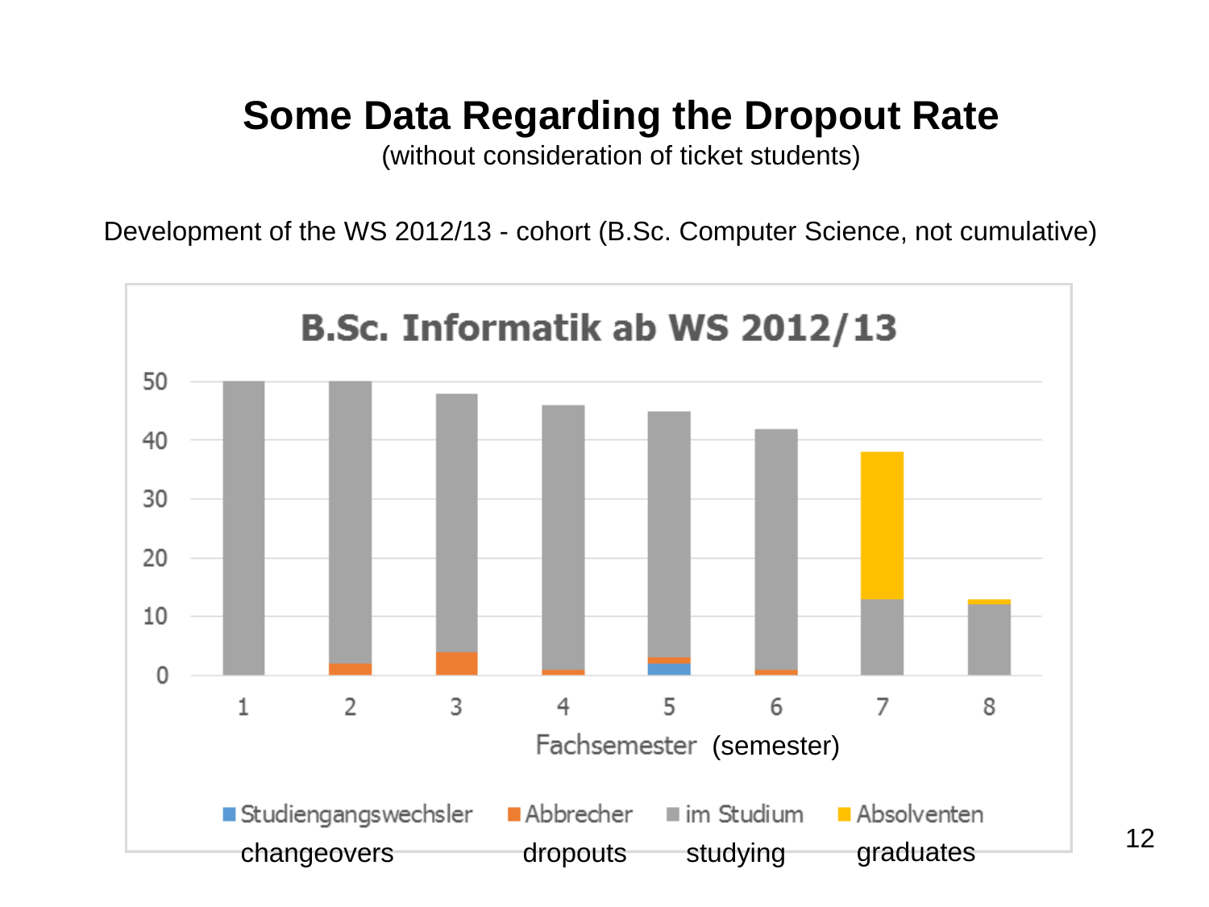# Some Data Regarding the Dropout Rate

(without consideration of ticket students)

Development of the WS 2012/13 - cohort (B.Sc. Computer Science, not cumulative)

**B.Sc. Informatik ab WS 2012/13**

Fachsemester (semester)

Studiengangswechsler (changeovers) | Abbrecher (dropouts) | im Studium (studying) | Absolventen (graduates)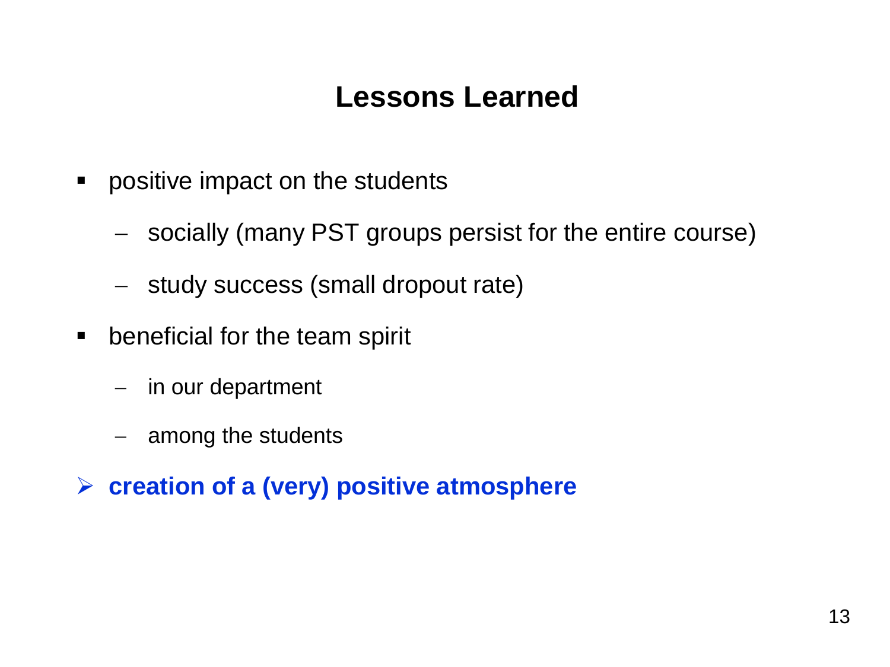# Lessons Learned

- positive impact on the students
  - socially (many PST groups persist for the entire course)
  - study success (small dropout rate)
- beneficial for the team spirit
  - in our department
  - among the students

➢ **creation of a (very) positive atmosphere**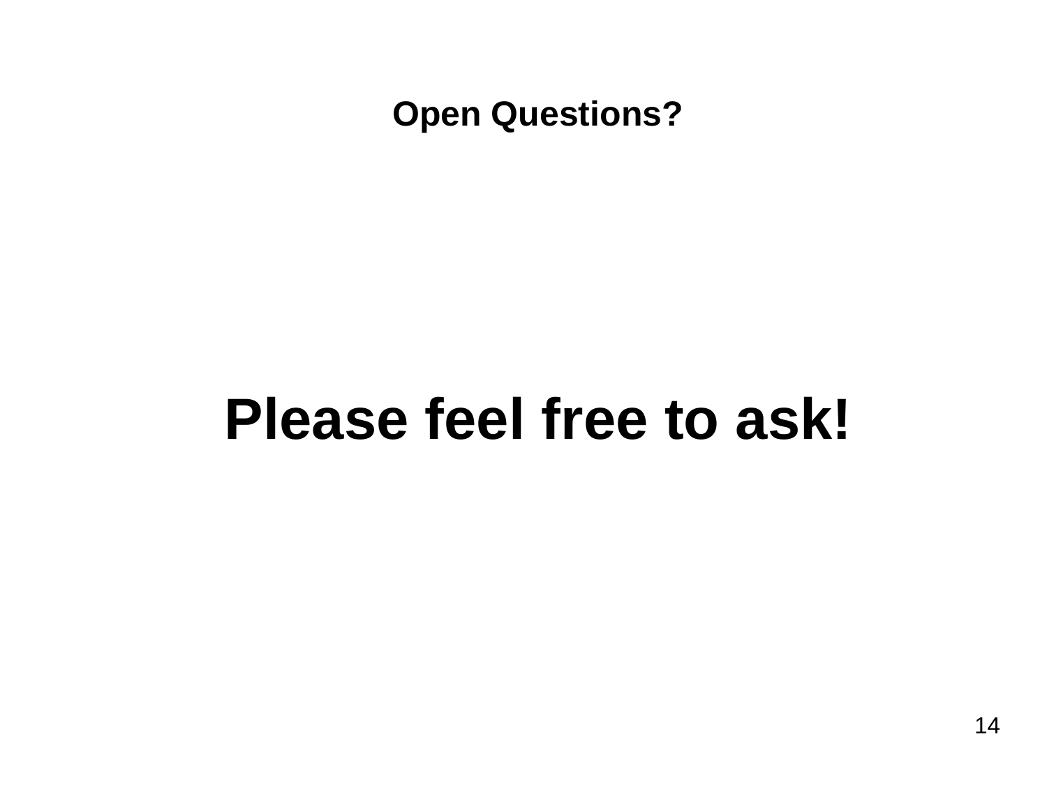## Open Questions?

**Please feel free to ask!**